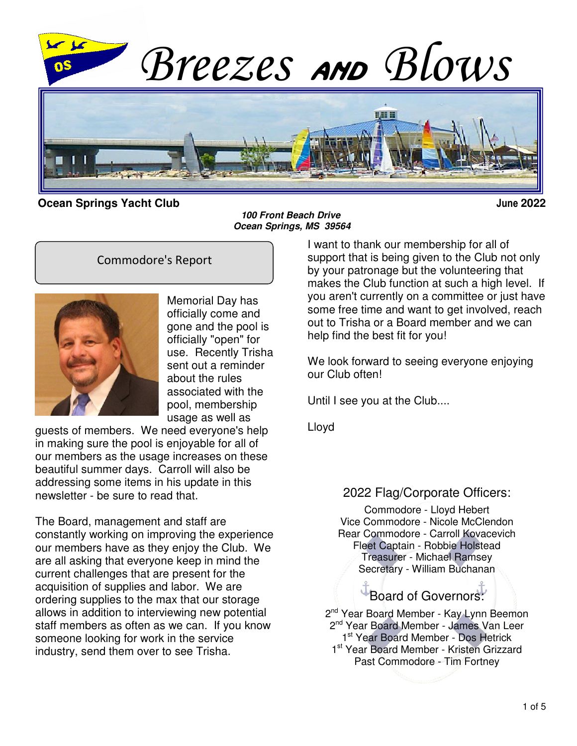# Breezes AND Blows

**Ocean Springs Yacht Club** **June 2022**

***100 Front Beach Drive***
***Ocean Springs, MS 39564***

## Commodore's Report

Memorial Day has officially come and gone and the pool is officially "open" for use. Recently Trisha sent out a reminder about the rules associated with the pool, membership usage as well as guests of members. We need everyone's help in making sure the pool is enjoyable for all of our members as the usage increases on these beautiful summer days. Carroll will also be addressing some items in his update in this newsletter - be sure to read that.

The Board, management and staff are constantly working on improving the experience our members have as they enjoy the Club. We are all asking that everyone keep in mind the current challenges that are present for the acquisition of supplies and labor. We are ordering supplies to the max that our storage allows in addition to interviewing new potential staff members as often as we can. If you know someone looking for work in the service industry, send them over to see Trisha.

I want to thank our membership for all of support that is being given to the Club not only by your patronage but the volunteering that makes the Club function at such a high level. If you aren't currently on a committee or just have some free time and want to get involved, reach out to Trisha or a Board member and we can help find the best fit for you!

We look forward to seeing everyone enjoying our Club often!

Until I see you at the Club....

Lloyd

### 2022 Flag/Corporate Officers:

Commodore - Lloyd Hebert
Vice Commodore - Nicole McClendon
Rear Commodore - Carroll Kovacevich
Fleet Captain - Robbie Holstead
Treasurer - Michael Ramsey
Secretary - William Buchanan

### Board of Governors:

2nd Year Board Member - Kay Lynn Beemon
2nd Year Board Member - James Van Leer
1st Year Board Member - Dos Hetrick
1st Year Board Member - Kristen Grizzard
Past Commodore - Tim Fortney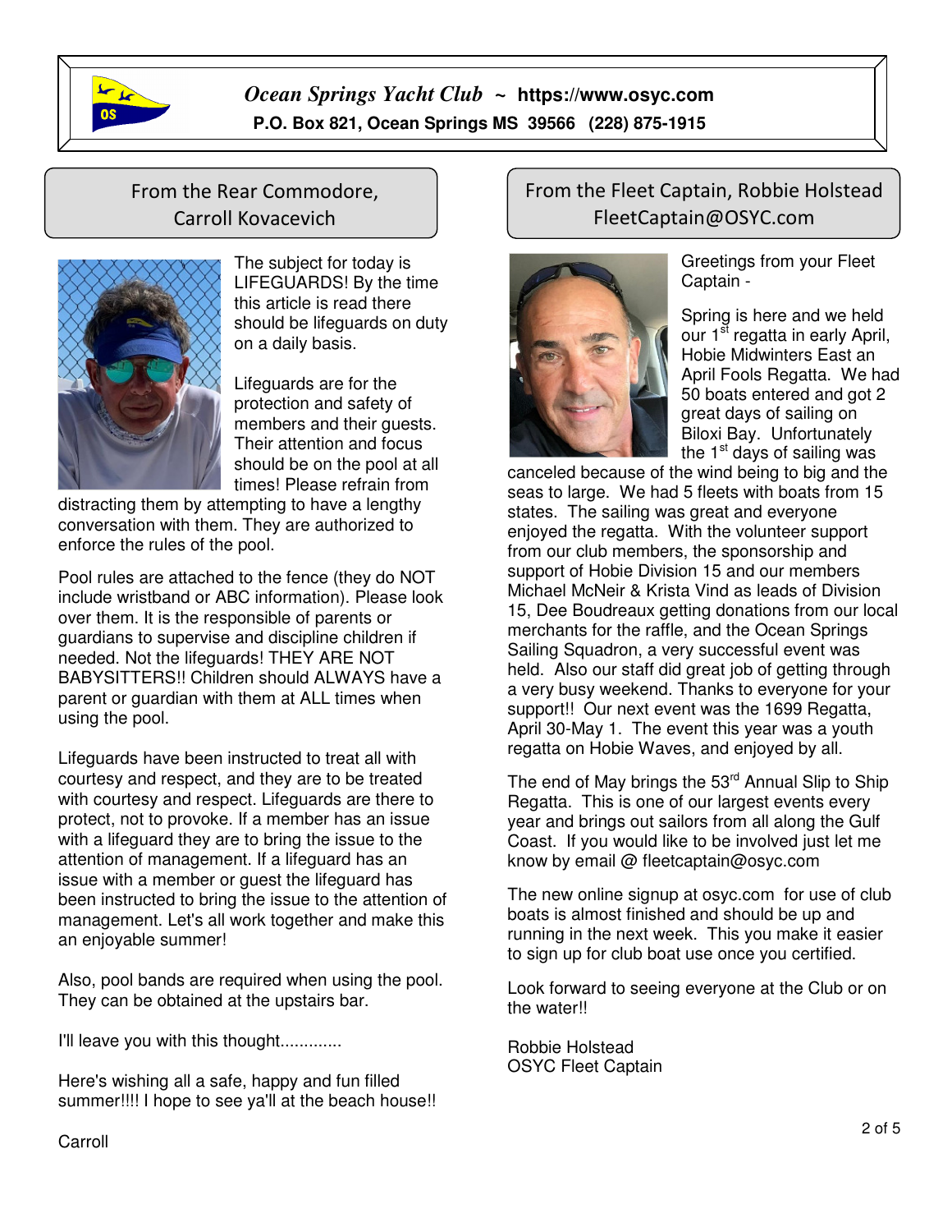*Ocean Springs Yacht Club* ~ **https://www.osyc.com**

**P.O. Box 821, Ocean Springs MS 39566 (228) 875-1915**

## From the Rear Commodore, Carroll Kovacevich

The subject for today is LIFEGUARDS! By the time this article is read there should be lifeguards on duty on a daily basis.

Lifeguards are for the protection and safety of members and their guests. Their attention and focus should be on the pool at all times! Please refrain from distracting them by attempting to have a lengthy conversation with them. They are authorized to enforce the rules of the pool.

Pool rules are attached to the fence (they do NOT include wristband or ABC information). Please look over them. It is the responsible of parents or guardians to supervise and discipline children if needed. Not the lifeguards! THEY ARE NOT BABYSITTERS!! Children should ALWAYS have a parent or guardian with them at ALL times when using the pool.

Lifeguards have been instructed to treat all with courtesy and respect, and they are to be treated with courtesy and respect. Lifeguards are there to protect, not to provoke. If a member has an issue with a lifeguard they are to bring the issue to the attention of management. If a lifeguard has an issue with a member or guest the lifeguard has been instructed to bring the issue to the attention of management. Let's all work together and make this an enjoyable summer!

Also, pool bands are required when using the pool. They can be obtained at the upstairs bar.

I'll leave you with this thought.............

Here's wishing all a safe, happy and fun filled summer!!!! I hope to see ya'll at the beach house!!

Carroll

## From the Fleet Captain, Robbie Holstead FleetCaptain@OSYC.com

Greetings from your Fleet Captain -

Spring is here and we held our 1st regatta in early April, Hobie Midwinters East an April Fools Regatta. We had 50 boats entered and got 2 great days of sailing on Biloxi Bay. Unfortunately the 1st days of sailing was canceled because of the wind being to big and the seas to large. We had 5 fleets with boats from 15 states. The sailing was great and everyone enjoyed the regatta. With the volunteer support from our club members, the sponsorship and support of Hobie Division 15 and our members Michael McNeir & Krista Vind as leads of Division 15, Dee Boudreaux getting donations from our local merchants for the raffle, and the Ocean Springs Sailing Squadron, a very successful event was held. Also our staff did great job of getting through a very busy weekend. Thanks to everyone for your support!! Our next event was the 1699 Regatta, April 30-May 1. The event this year was a youth regatta on Hobie Waves, and enjoyed by all.

The end of May brings the 53rd Annual Slip to Ship Regatta. This is one of our largest events every year and brings out sailors from all along the Gulf Coast. If you would like to be involved just let me know by email @ fleetcaptain@osyc.com

The new online signup at osyc.com for use of club boats is almost finished and should be up and running in the next week. This you make it easier to sign up for club boat use once you certified.

Look forward to seeing everyone at the Club or on the water!!

Robbie Holstead
OSYC Fleet Captain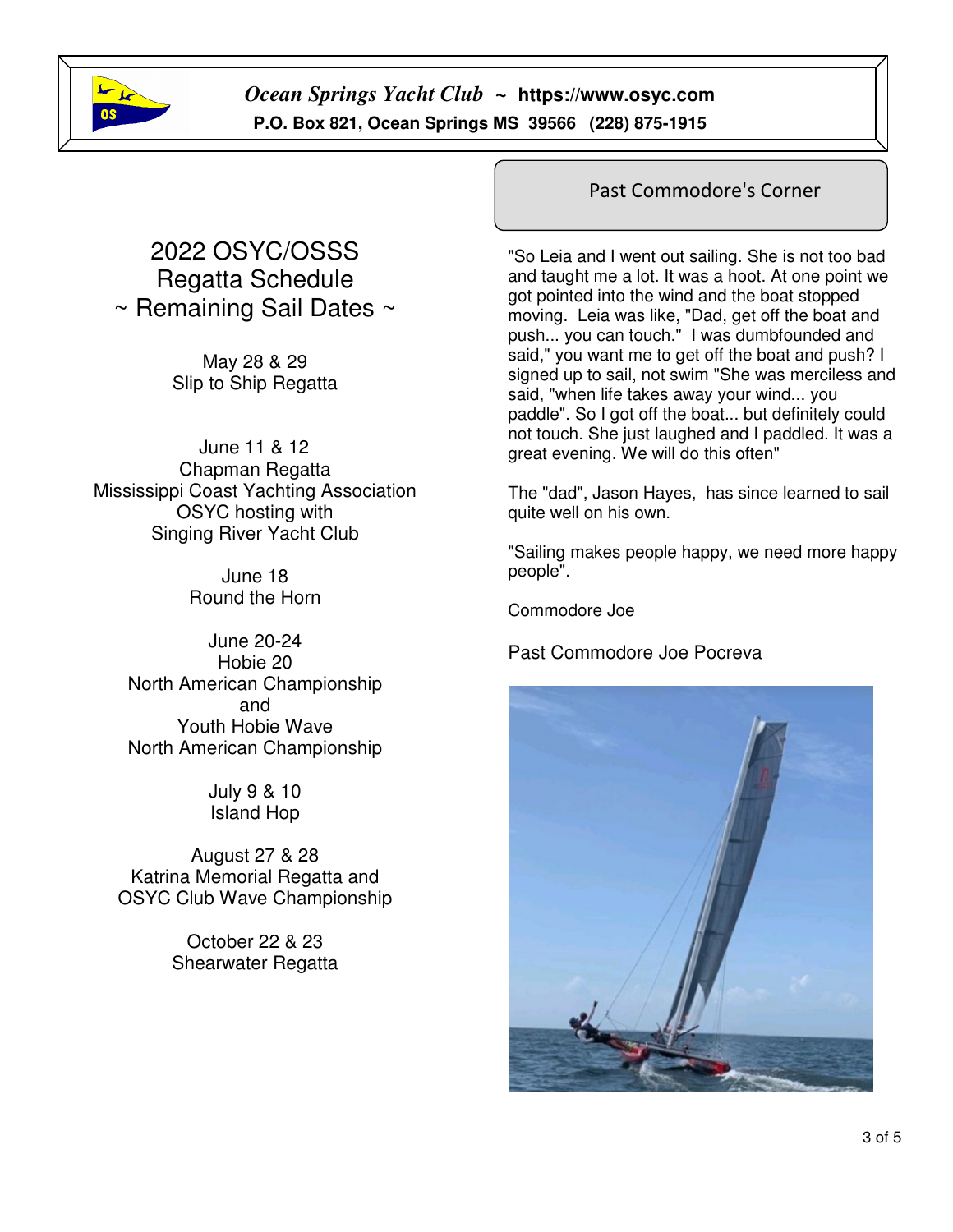**Ocean Springs Yacht Club** ~ **https://www.osyc.com**

**P.O. Box 821, Ocean Springs MS 39566 (228) 875-1915**

# 2022 OSYC/OSSS Regatta Schedule ~ Remaining Sail Dates ~

May 28 & 29
Slip to Ship Regatta

June 11 & 12
Chapman Regatta
Mississippi Coast Yachting Association
OSYC hosting with
Singing River Yacht Club

June 18
Round the Horn

June 20-24
Hobie 20
North American Championship
and
Youth Hobie Wave
North American Championship

July 9 & 10
Island Hop

August 27 & 28
Katrina Memorial Regatta and
OSYC Club Wave Championship

October 22 & 23
Shearwater Regatta

## Past Commodore's Corner

"So Leia and I went out sailing. She is not too bad and taught me a lot. It was a hoot. At one point we got pointed into the wind and the boat stopped moving. Leia was like, "Dad, get off the boat and push... you can touch." I was dumbfounded and said," you want me to get off the boat and push? I signed up to sail, not swim "She was merciless and said, "when life takes away your wind... you paddle". So I got off the boat... but definitely could not touch. She just laughed and I paddled. It was a great evening. We will do this often"

The "dad", Jason Hayes, has since learned to sail quite well on his own.

"Sailing makes people happy, we need more happy people".

Commodore Joe

Past Commodore Joe Pocreva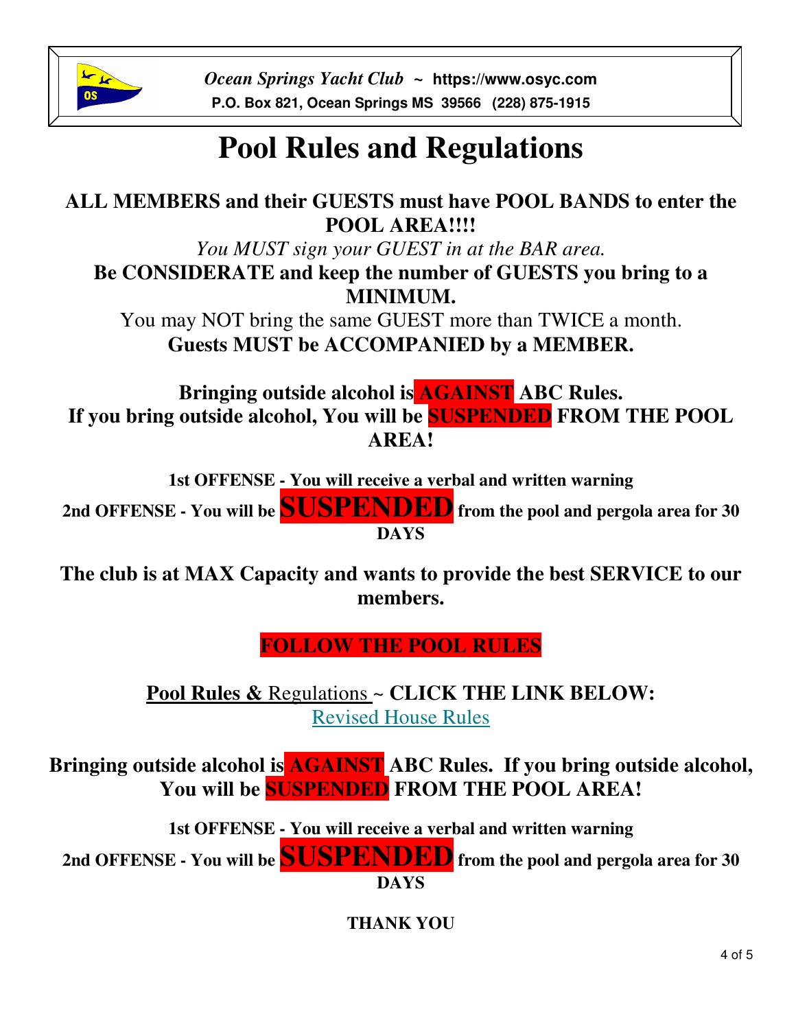*Ocean Springs Yacht Club* ~ **https://www.osyc.com**
**P.O. Box 821, Ocean Springs MS 39566 (228) 875-1915**

# Pool Rules and Regulations

**ALL MEMBERS and their GUESTS must have POOL BANDS to enter the POOL AREA!!!!**

*You MUST sign your GUEST in at the BAR area.*

**Be CONSIDERATE and keep the number of GUESTS you bring to a MINIMUM.**

You may NOT bring the same GUEST more than TWICE a month.

**Guests MUST be ACCOMPANIED by a MEMBER.**

**Bringing outside alcohol is AGAINST ABC Rules.**
**If you bring outside alcohol, You will be SUSPENDED FROM THE POOL AREA!**

**1st OFFENSE - You will receive a verbal and written warning**

**2nd OFFENSE - You will be SUSPENDED from the pool and pergola area for 30 DAYS**

**The club is at MAX Capacity and wants to provide the best SERVICE to our members.**

**FOLLOW THE POOL RULES**

**Pool Rules &** Regulations **~ CLICK THE LINK BELOW:**
Revised House Rules

**Bringing outside alcohol is AGAINST ABC Rules. If you bring outside alcohol, You will be SUSPENDED FROM THE POOL AREA!**

**1st OFFENSE - You will receive a verbal and written warning**

**2nd OFFENSE - You will be SUSPENDED from the pool and pergola area for 30 DAYS**

**THANK YOU**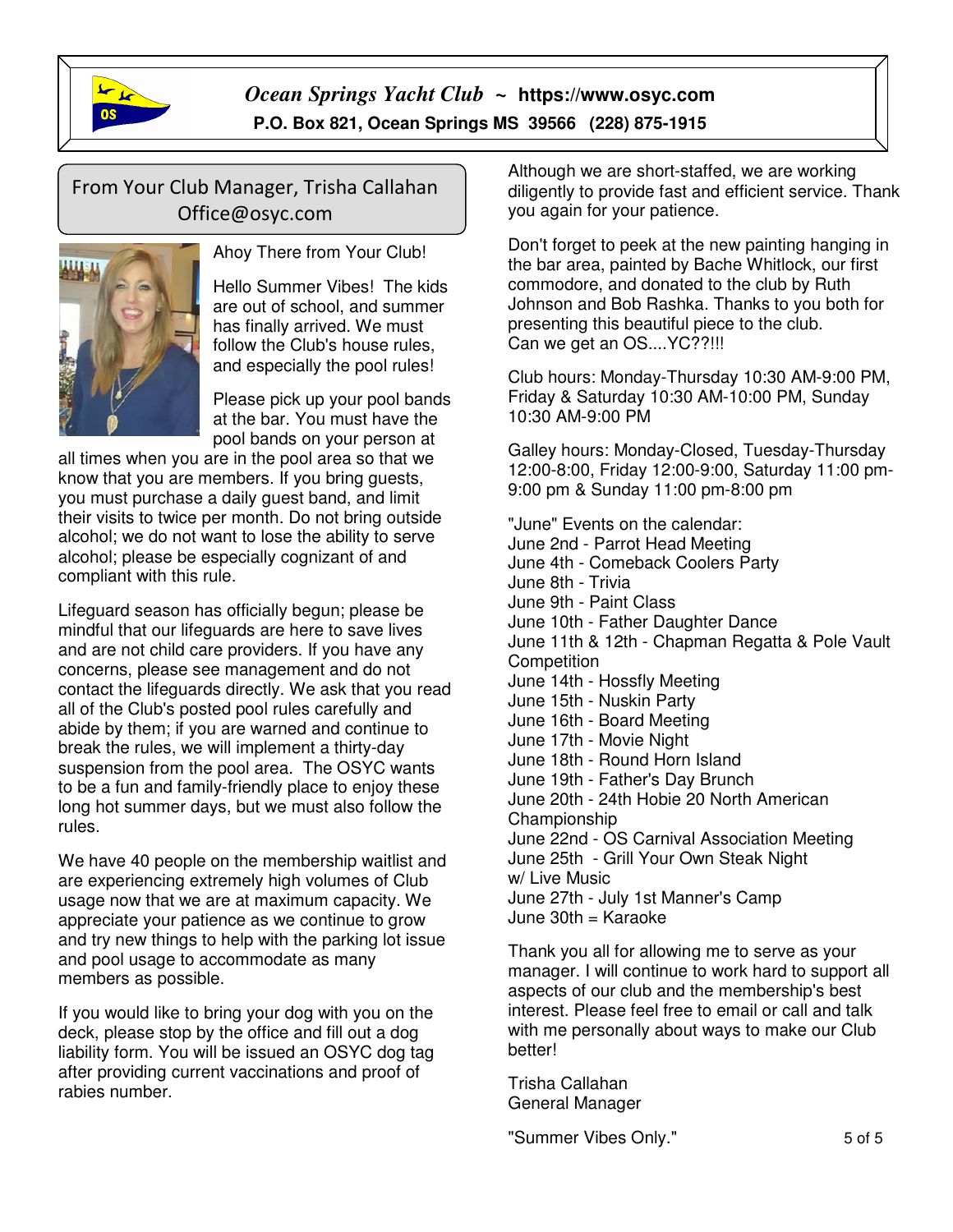*Ocean Springs Yacht Club* ~ **https://www.osyc.com**

**P.O. Box 821, Ocean Springs MS 39566 (228) 875-1915**

## From Your Club Manager, Trisha Callahan
Office@osyc.com

Ahoy There from Your Club!

Hello Summer Vibes! The kids are out of school, and summer has finally arrived. We must follow the Club's house rules, and especially the pool rules!

Please pick up your pool bands at the bar. You must have the pool bands on your person at all times when you are in the pool area so that we know that you are members. If you bring guests, you must purchase a daily guest band, and limit their visits to twice per month. Do not bring outside alcohol; we do not want to lose the ability to serve alcohol; please be especially cognizant of and compliant with this rule.

Lifeguard season has officially begun; please be mindful that our lifeguards are here to save lives and are not child care providers. If you have any concerns, please see management and do not contact the lifeguards directly. We ask that you read all of the Club's posted pool rules carefully and abide by them; if you are warned and continue to break the rules, we will implement a thirty-day suspension from the pool area. The OSYC wants to be a fun and family-friendly place to enjoy these long hot summer days, but we must also follow the rules.

We have 40 people on the membership waitlist and are experiencing extremely high volumes of Club usage now that we are at maximum capacity. We appreciate your patience as we continue to grow and try new things to help with the parking lot issue and pool usage to accommodate as many members as possible.

If you would like to bring your dog with you on the deck, please stop by the office and fill out a dog liability form. You will be issued an OSYC dog tag after providing current vaccinations and proof of rabies number.

Although we are short-staffed, we are working diligently to provide fast and efficient service. Thank you again for your patience.

Don't forget to peek at the new painting hanging in the bar area, painted by Bache Whitlock, our first commodore, and donated to the club by Ruth Johnson and Bob Rashka. Thanks to you both for presenting this beautiful piece to the club.
Can we get an OS....YC??!!!

Club hours: Monday-Thursday 10:30 AM-9:00 PM, Friday & Saturday 10:30 AM-10:00 PM, Sunday 10:30 AM-9:00 PM

Galley hours: Monday-Closed, Tuesday-Thursday 12:00-8:00, Friday 12:00-9:00, Saturday 11:00 pm-9:00 pm & Sunday 11:00 pm-8:00 pm

"June" Events on the calendar:
June 2nd - Parrot Head Meeting
June 4th - Comeback Coolers Party
June 8th - Trivia
June 9th - Paint Class
June 10th - Father Daughter Dance
June 11th & 12th - Chapman Regatta & Pole Vault Competition
June 14th - Hossfly Meeting
June 15th - Nuskin Party
June 16th - Board Meeting
June 17th - Movie Night
June 18th - Round Horn Island
June 19th - Father's Day Brunch
June 20th - 24th Hobie 20 North American Championship
June 22nd - OS Carnival Association Meeting
June 25th - Grill Your Own Steak Night w/ Live Music
June 27th - July 1st Manner's Camp
June 30th = Karaoke

Thank you all for allowing me to serve as your manager. I will continue to work hard to support all aspects of our club and the membership's best interest. Please feel free to email or call and talk with me personally about ways to make our Club better!

Trisha Callahan
General Manager

"Summer Vibes Only."